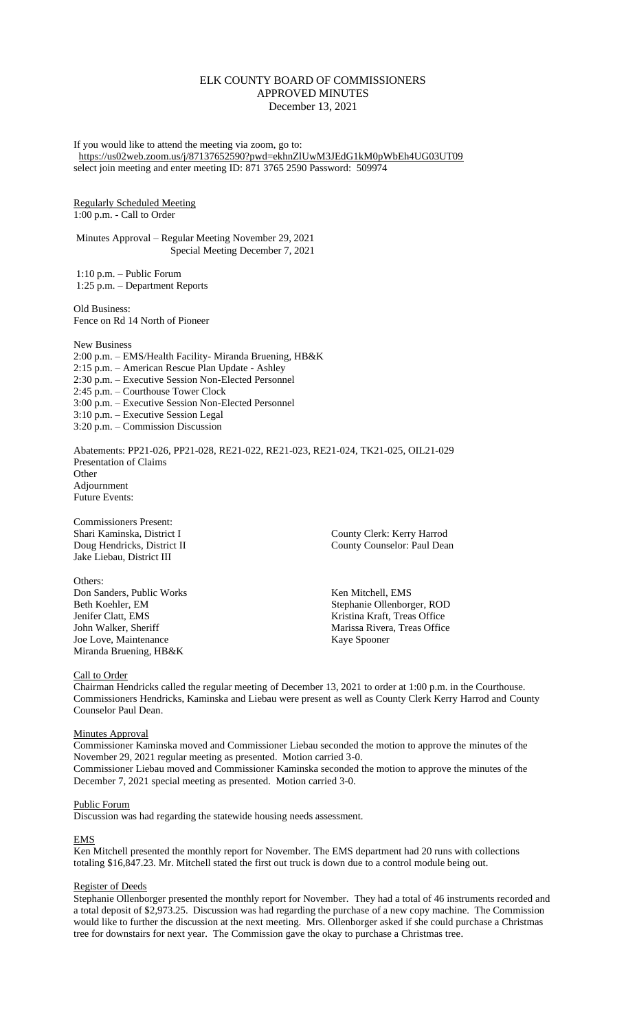# ELK COUNTY BOARD OF COMMISSIONERS
## APPROVED MINUTES
### December 13, 2021

If you would like to attend the meeting via zoom, go to:
https://us02web.zoom.us/j/87137652590?pwd=ekhnZlUwM3JEdG1kM0pWbEh4UG03UT09
select join meeting and enter meeting ID: 871 3765 2590 Password: 509974

Regularly Scheduled Meeting
1:00 p.m. - Call to Order

Minutes Approval – Regular Meeting November 29, 2021
Special Meeting December 7, 2021

1:10 p.m. – Public Forum
1:25 p.m. – Department Reports

Old Business:
Fence on Rd 14 North of Pioneer

New Business
2:00 p.m. – EMS/Health Facility- Miranda Bruening, HB&K
2:15 p.m. – American Rescue Plan Update - Ashley
2:30 p.m. – Executive Session Non-Elected Personnel
2:45 p.m. – Courthouse Tower Clock
3:00 p.m. – Executive Session Non-Elected Personnel
3:10 p.m. – Executive Session Legal
3:20 p.m. – Commission Discussion

Abatements: PP21-026, PP21-028, RE21-022, RE21-023, RE21-024, TK21-025, OIL21-029
Presentation of Claims
Other
Adjournment
Future Events:

Commissioners Present:
Shari Kaminska, District I
Doug Hendricks, District II
Jake Liebau, District III

County Clerk: Kerry Harrod
County Counselor: Paul Dean

Others:
Don Sanders, Public Works
Beth Koehler, EM
Jenifer Clatt, EMS
John Walker, Sheriff
Joe Love, Maintenance
Miranda Bruening, HB&K
Ken Mitchell, EMS
Stephanie Ollenborger, ROD
Kristina Kraft, Treas Office
Marissa Rivera, Treas Office
Kaye Spooner

Call to Order
Chairman Hendricks called the regular meeting of December 13, 2021 to order at 1:00 p.m. in the Courthouse. Commissioners Hendricks, Kaminska and Liebau were present as well as County Clerk Kerry Harrod and County Counselor Paul Dean.

Minutes Approval
Commissioner Kaminska moved and Commissioner Liebau seconded the motion to approve the minutes of the November 29, 2021 regular meeting as presented. Motion carried 3-0.
Commissioner Liebau moved and Commissioner Kaminska seconded the motion to approve the minutes of the December 7, 2021 special meeting as presented. Motion carried 3-0.

Public Forum
Discussion was had regarding the statewide housing needs assessment.

EMS
Ken Mitchell presented the monthly report for November. The EMS department had 20 runs with collections totaling $16,847.23. Mr. Mitchell stated the first out truck is down due to a control module being out.

Register of Deeds
Stephanie Ollenborger presented the monthly report for November. They had a total of 46 instruments recorded and a total deposit of $2,973.25. Discussion was had regarding the purchase of a new copy machine. The Commission would like to further the discussion at the next meeting. Mrs. Ollenborger asked if she could purchase a Christmas tree for downstairs for next year. The Commission gave the okay to purchase a Christmas tree.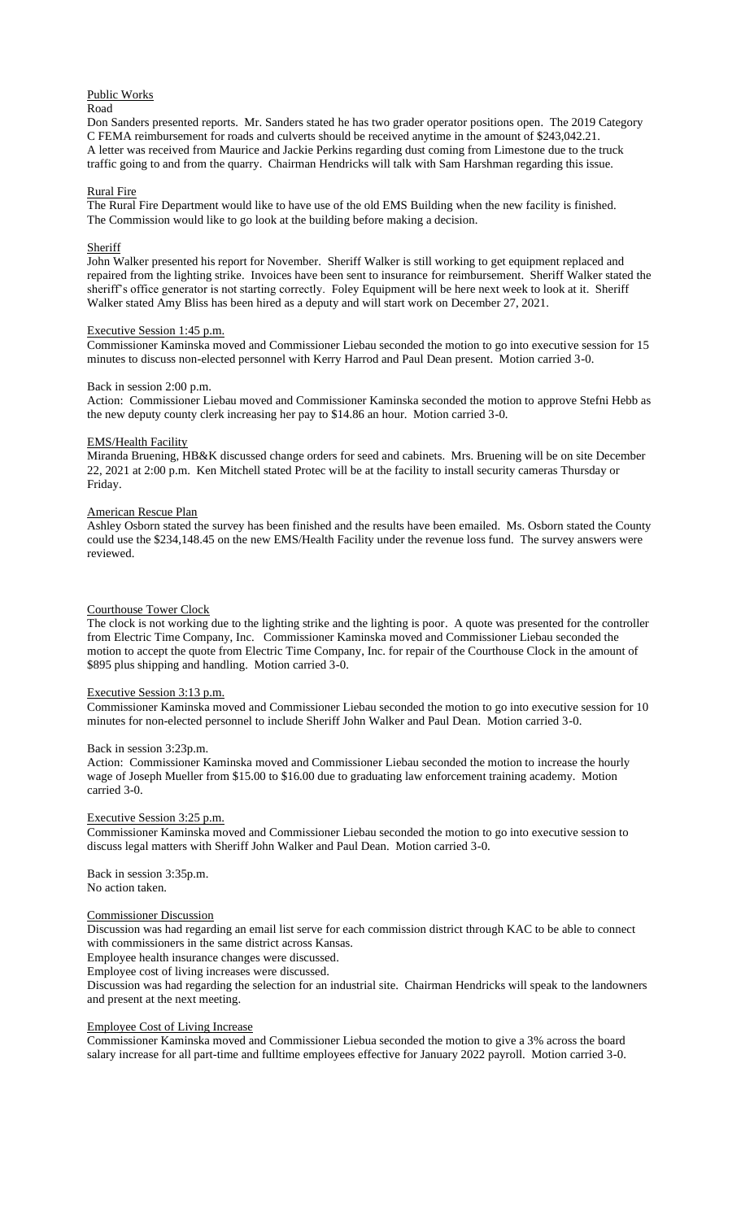## Public Works

### Road

Don Sanders presented reports. Mr. Sanders stated he has two grader operator positions open. The 2019 Category C FEMA reimbursement for roads and culverts should be received anytime in the amount of $243,042.21. A letter was received from Maurice and Jackie Perkins regarding dust coming from Limestone due to the truck traffic going to and from the quarry. Chairman Hendricks will talk with Sam Harshman regarding this issue.

### Rural Fire

The Rural Fire Department would like to have use of the old EMS Building when the new facility is finished. The Commission would like to go look at the building before making a decision.

### Sheriff

John Walker presented his report for November. Sheriff Walker is still working to get equipment replaced and repaired from the lighting strike. Invoices have been sent to insurance for reimbursement. Sheriff Walker stated the sheriff's office generator is not starting correctly. Foley Equipment will be here next week to look at it. Sheriff Walker stated Amy Bliss has been hired as a deputy and will start work on December 27, 2021.

### Executive Session 1:45 p.m.

Commissioner Kaminska moved and Commissioner Liebau seconded the motion to go into executive session for 15 minutes to discuss non-elected personnel with Kerry Harrod and Paul Dean present. Motion carried 3-0.

Back in session 2:00 p.m.

Action: Commissioner Liebau moved and Commissioner Kaminska seconded the motion to approve Stefni Hebb as the new deputy county clerk increasing her pay to $14.86 an hour. Motion carried 3-0.

### EMS/Health Facility

Miranda Bruening, HB&K discussed change orders for seed and cabinets. Mrs. Bruening will be on site December 22, 2021 at 2:00 p.m. Ken Mitchell stated Protec will be at the facility to install security cameras Thursday or Friday.

### American Rescue Plan

Ashley Osborn stated the survey has been finished and the results have been emailed. Ms. Osborn stated the County could use the $234,148.45 on the new EMS/Health Facility under the revenue loss fund. The survey answers were reviewed.

### Courthouse Tower Clock

The clock is not working due to the lighting strike and the lighting is poor. A quote was presented for the controller from Electric Time Company, Inc. Commissioner Kaminska moved and Commissioner Liebau seconded the motion to accept the quote from Electric Time Company, Inc. for repair of the Courthouse Clock in the amount of $895 plus shipping and handling. Motion carried 3-0.

### Executive Session 3:13 p.m.

Commissioner Kaminska moved and Commissioner Liebau seconded the motion to go into executive session for 10 minutes for non-elected personnel to include Sheriff John Walker and Paul Dean. Motion carried 3-0.

Back in session 3:23p.m.

Action: Commissioner Kaminska moved and Commissioner Liebau seconded the motion to increase the hourly wage of Joseph Mueller from $15.00 to $16.00 due to graduating law enforcement training academy. Motion carried 3-0.

### Executive Session 3:25 p.m.

Commissioner Kaminska moved and Commissioner Liebau seconded the motion to go into executive session to discuss legal matters with Sheriff John Walker and Paul Dean. Motion carried 3-0.

Back in session 3:35p.m.
No action taken.

### Commissioner Discussion

Discussion was had regarding an email list serve for each commission district through KAC to be able to connect with commissioners in the same district across Kansas.

Employee health insurance changes were discussed.

Employee cost of living increases were discussed.

Discussion was had regarding the selection for an industrial site. Chairman Hendricks will speak to the landowners and present at the next meeting.

### Employee Cost of Living Increase

Commissioner Kaminska moved and Commissioner Liebua seconded the motion to give a 3% across the board salary increase for all part-time and fulltime employees effective for January 2022 payroll. Motion carried 3-0.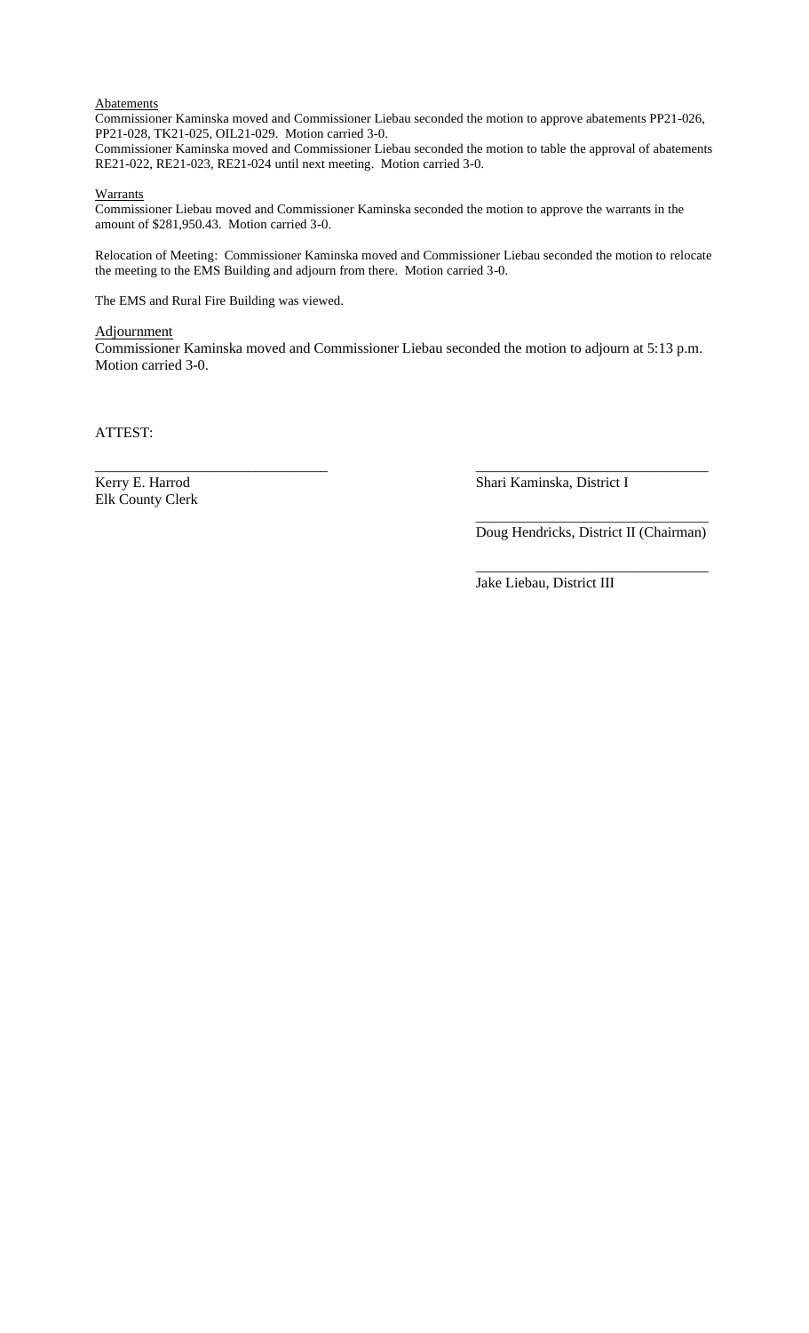Abatements

Commissioner Kaminska moved and Commissioner Liebau seconded the motion to approve abatements PP21-026, PP21-028, TK21-025, OIL21-029. Motion carried 3-0.

Commissioner Kaminska moved and Commissioner Liebau seconded the motion to table the approval of abatements RE21-022, RE21-023, RE21-024 until next meeting. Motion carried 3-0.

Warrants

Commissioner Liebau moved and Commissioner Kaminska seconded the motion to approve the warrants in the amount of $281,950.43. Motion carried 3-0.

Relocation of Meeting: Commissioner Kaminska moved and Commissioner Liebau seconded the motion to relocate the meeting to the EMS Building and adjourn from there. Motion carried 3-0.

The EMS and Rural Fire Building was viewed.

Adjournment

Commissioner Kaminska moved and Commissioner Liebau seconded the motion to adjourn at 5:13 p.m. Motion carried 3-0.

ATTEST:

| | |
|---|---|
| ______________________________ | ______________________________ |
| Kerry E. Harrod<br>Elk County Clerk | Shari Kaminska, District I |
| | ______________________________ |
| | Doug Hendricks, District II (Chairman) |
| | ______________________________ |
| | Jake Liebau, District III |